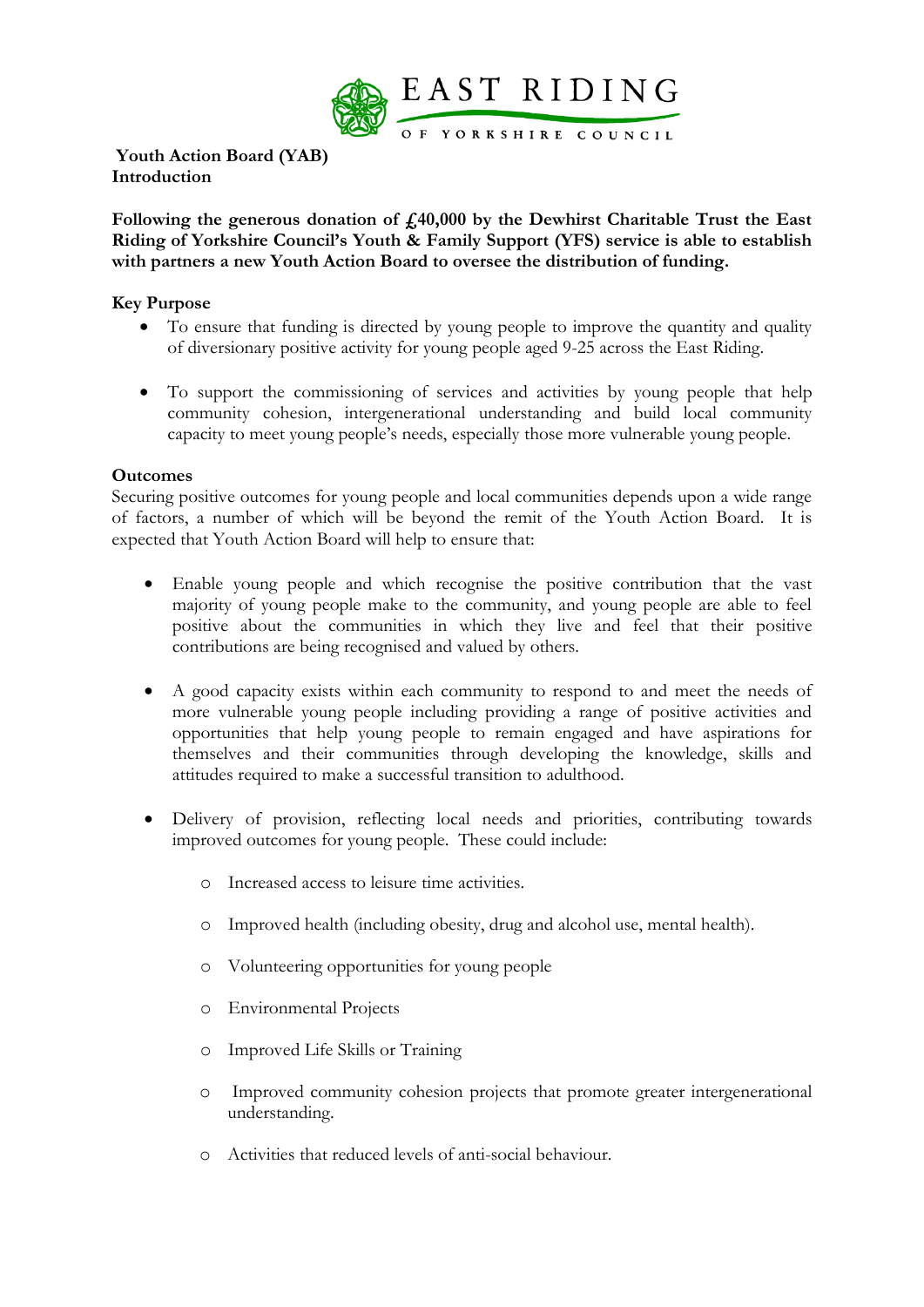EAST RIDING OF YORKSHIRE COUNCIL

**Youth Action Board (YAB)**
**Introduction**

**Following the generous donation of £40,000 by the Dewhirst Charitable Trust the East Riding of Yorkshire Council's Youth & Family Support (YFS) service is able to establish with partners a new Youth Action Board to oversee the distribution of funding.**

**Key Purpose**

- To ensure that funding is directed by young people to improve the quantity and quality of diversionary positive activity for young people aged 9-25 across the East Riding.

- To support the commissioning of services and activities by young people that help community cohesion, intergenerational understanding and build local community capacity to meet young people's needs, especially those more vulnerable young people.

**Outcomes**

Securing positive outcomes for young people and local communities depends upon a wide range of factors, a number of which will be beyond the remit of the Youth Action Board. It is expected that Youth Action Board will help to ensure that:

- Enable young people and which recognise the positive contribution that the vast majority of young people make to the community, and young people are able to feel positive about the communities in which they live and feel that their positive contributions are being recognised and valued by others.

- A good capacity exists within each community to respond to and meet the needs of more vulnerable young people including providing a range of positive activities and opportunities that help young people to remain engaged and have aspirations for themselves and their communities through developing the knowledge, skills and attitudes required to make a successful transition to adulthood.

- Delivery of provision, reflecting local needs and priorities, contributing towards improved outcomes for young people. These could include:

    - Increased access to leisure time activities.

    - Improved health (including obesity, drug and alcohol use, mental health).

    - Volunteering opportunities for young people

    - Environmental Projects

    - Improved Life Skills or Training

    - Improved community cohesion projects that promote greater intergenerational understanding.

    - Activities that reduced levels of anti-social behaviour.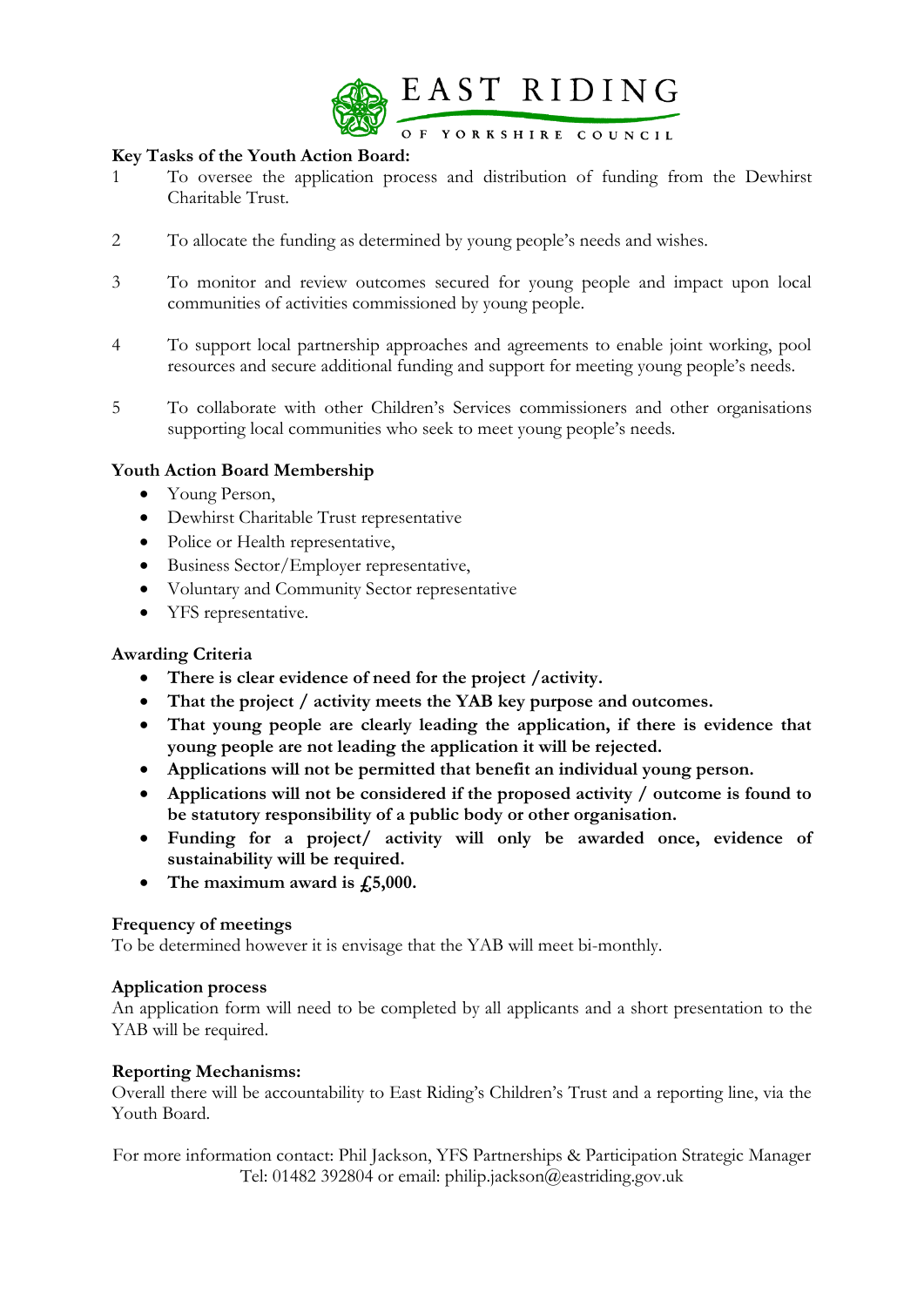**Key Tasks of the Youth Action Board:**

1. To oversee the application process and distribution of funding from the Dewhirst Charitable Trust.

2. To allocate the funding as determined by young people's needs and wishes.

3. To monitor and review outcomes secured for young people and impact upon local communities of activities commissioned by young people.

4. To support local partnership approaches and agreements to enable joint working, pool resources and secure additional funding and support for meeting young people's needs.

5. To collaborate with other Children's Services commissioners and other organisations supporting local communities who seek to meet young people's needs.

**Youth Action Board Membership**

- Young Person,
- Dewhirst Charitable Trust representative
- Police or Health representative,
- Business Sector/Employer representative,
- Voluntary and Community Sector representative
- YFS representative.

**Awarding Criteria**

- **There is clear evidence of need for the project /activity.**
- **That the project / activity meets the YAB key purpose and outcomes.**
- **That young people are clearly leading the application, if there is evidence that young people are not leading the application it will be rejected.**
- **Applications will not be permitted that benefit an individual young person.**
- **Applications will not be considered if the proposed activity / outcome is found to be statutory responsibility of a public body or other organisation.**
- **Funding for a project/ activity will only be awarded once, evidence of sustainability will be required.**
- **The maximum award is £5,000.**

**Frequency of meetings**

To be determined however it is envisage that the YAB will meet bi-monthly.

**Application process**

An application form will need to be completed by all applicants and a short presentation to the YAB will be required.

**Reporting Mechanisms:**

Overall there will be accountability to East Riding's Children's Trust and a reporting line, via the Youth Board.

For more information contact: Phil Jackson, YFS Partnerships & Participation Strategic Manager
Tel: 01482 392804 or email: philip.jackson@eastriding.gov.uk